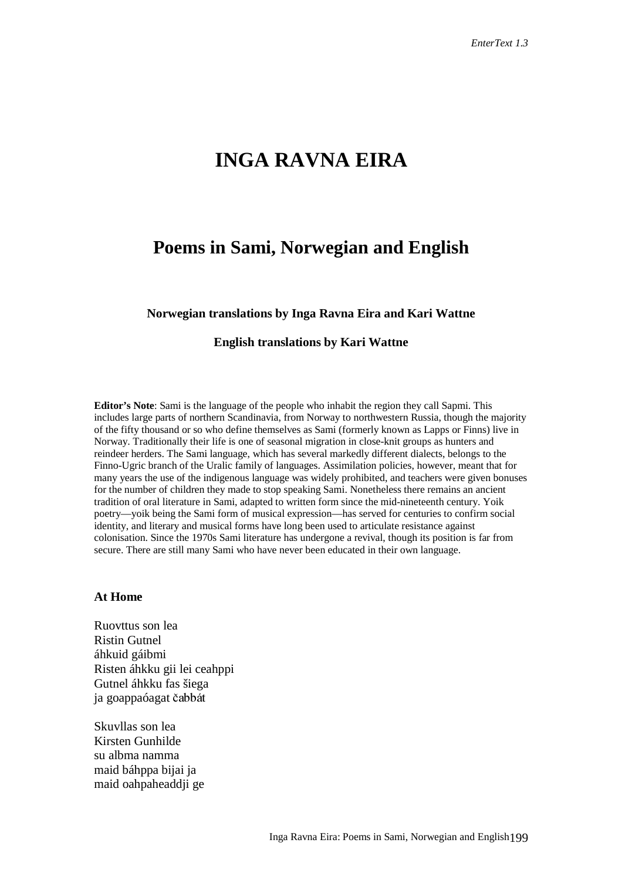# INGA RAVNA EIRA

## Poems in Sami, Norwegian and English

**Norwegian translations by Inga Ravna Eira and Kari Wattne**

**English translations by Kari Wattne**

**Editor's Note**: Sami is the language of the people who inhabit the region they call Sapmi. This includes large parts of northern Scandinavia, from Norway to northwestern Russia, though the majority of the fifty thousand or so who define themselves as Sami (formerly known as Lapps or Finns) live in Norway. Traditionally their life is one of seasonal migration in close-knit groups as hunters and reindeer herders. The Sami language, which has several markedly different dialects, belongs to the Finno-Ugric branch of the Uralic family of languages. Assimilation policies, however, meant that for many years the use of the indigenous language was widely prohibited, and teachers were given bonuses for the number of children they made to stop speaking Sami. Nonetheless there remains an ancient tradition of oral literature in Sami, adapted to written form since the mid-nineteenth century. Yoik poetry—yoik being the Sami form of musical expression—has served for centuries to confirm social identity, and literary and musical forms have long been used to articulate resistance against colonisation. Since the 1970s Sami literature has undergone a revival, though its position is far from secure. There are still many Sami who have never been educated in their own language.

### At Home

Ruovttus son lea
Ristin Gutnel
áhkuid gáibmi
Risten áhkku gii lei ceahppi
Gutnel áhkku fas šiega
ja goappaóagat čabbát

Skuvllas son lea
Kirsten Gunhilde
su albma namma
maid báhppa bijai ja
maid oahpaheaddji ge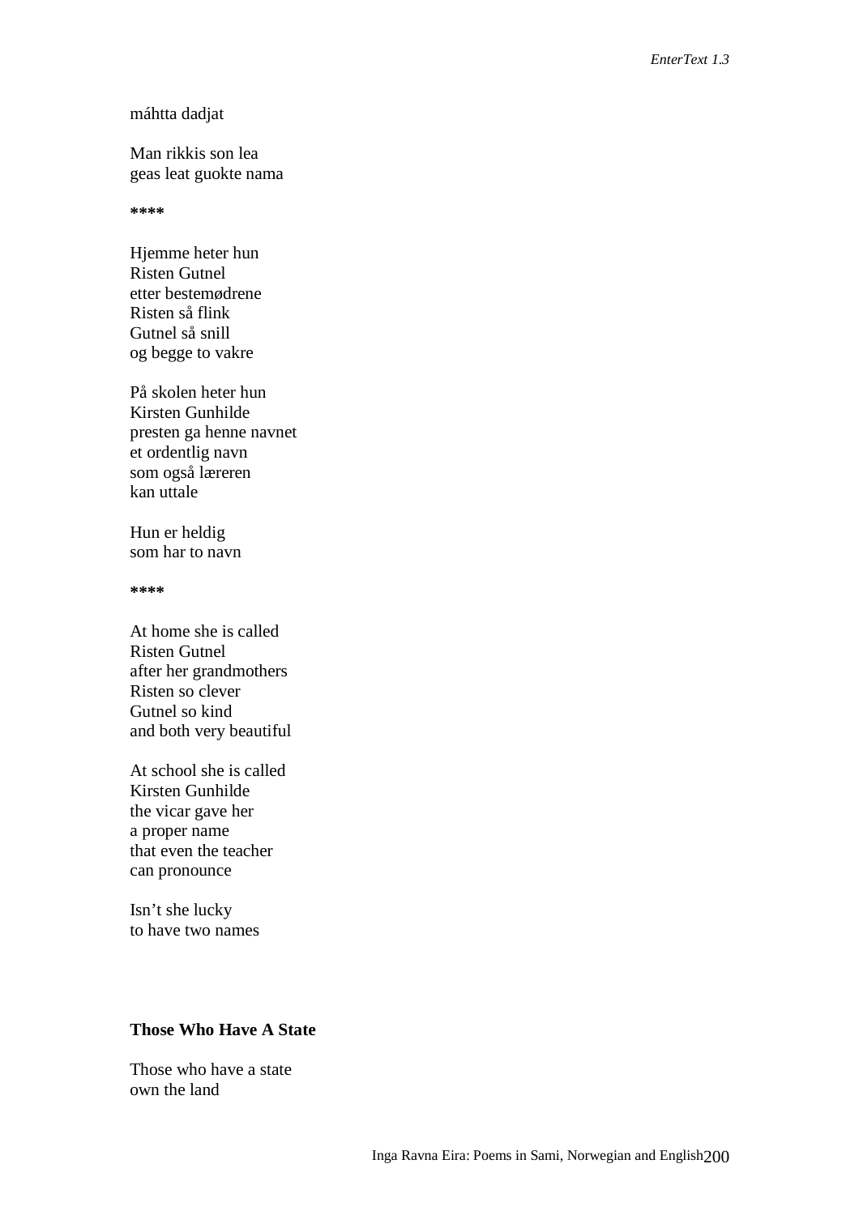máhtta dadjat

Man rikkis son lea
geas leat guokte nama

****

Hjemme heter hun
Risten Gutnel
etter bestemødrene
Risten så flink
Gutnel så snill
og begge to vakre

På skolen heter hun
Kirsten Gunhilde
presten ga henne navnet
et ordentlig navn
som også læreren
kan uttale

Hun er heldig
som har to navn

****

At home she is called
Risten Gutnel
after her grandmothers
Risten so clever
Gutnel so kind
and both very beautiful

At school she is called
Kirsten Gunhilde
the vicar gave her
a proper name
that even the teacher
can pronounce

Isn't she lucky
to have two names

## Those Who Have A State

Those who have a state
own the land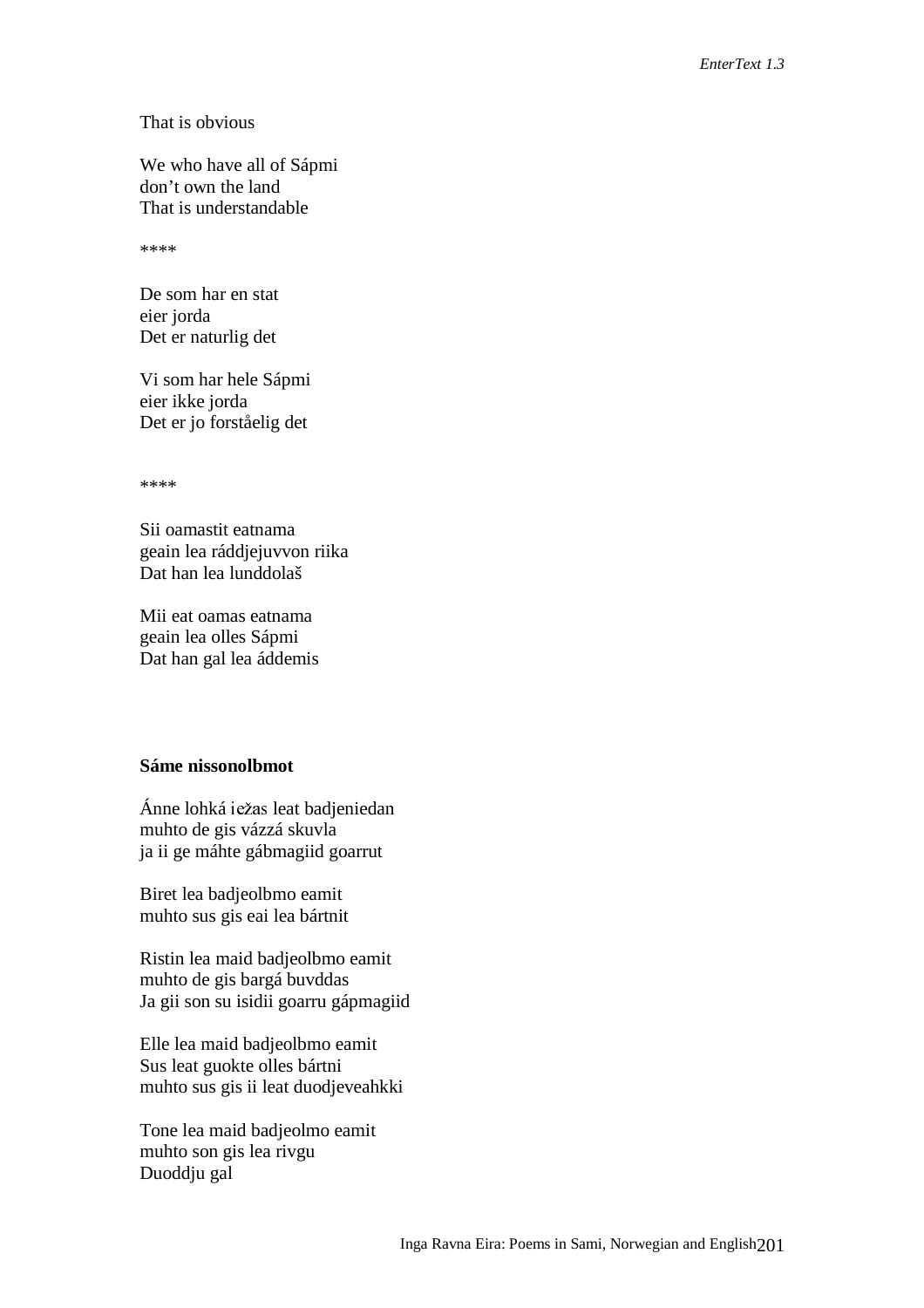That is obvious

We who have all of Sápmi
don’t own the land
That is understandable

****

De som har en stat
eier jorda
Det er naturlig det

Vi som har hele Sápmi
eier ikke jorda
Det er jo forståelig det

****

Sii oamastit eatnama
geain lea ráddjejuvvon riika
Dat han lea lunddolaš

Mii eat oamas eatnama
geain lea olles Sápmi
Dat han gal lea áddemis

**Sáme nissonolbmot**

Ánne lohká iežas leat badjeniedan
muhto de gis vázzá skuvla
ja ii ge máhte gábmagiid goarrut

Biret lea badjeolbmo eamit
muhto sus gis eai lea bártnit

Ristin lea maid badjeolbmo eamit
muhto de gis bargá buvddas
Ja gii son su isidii goarru gápmagiid

Elle lea maid badjeolbmo eamit
Sus leat guokte olles bártni
muhto sus gis ii leat duodjeveahkki

Tone lea maid badjeolmo eamit
muhto son gis lea rivgu
Duoddju gal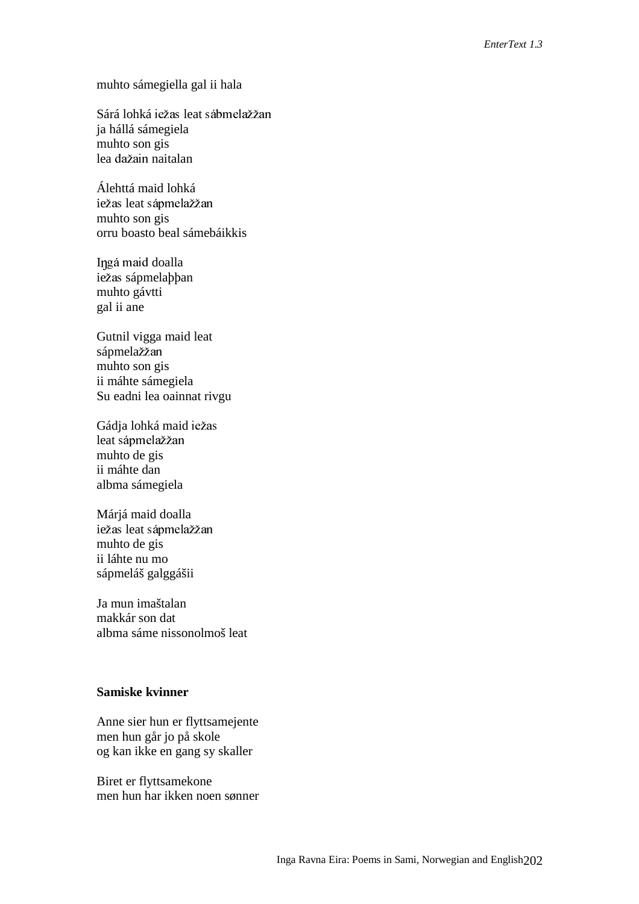muhto sámegiella gal ii hala

Sárá lohká iežas leat sábmelažžan
ja hállá sámegiela
muhto son gis
lea dažain naitalan

Álehttá maid lohká
iežas leat sápmelažžan
muhto son gis
orru boasto beal sámebáikkis

Iŋgá maid doalla
iežas sápmelaþþan
muhto gávtti
gal ii ane

Gutnil vigga maid leat
sápmelažžan
muhto son gis
ii máhte sámegiela
Su eadni lea oainnat rivgu

Gádja lohká maid iežas
leat sápmelažžan
muhto de gis
ii máhte dan
albma sámegiela

Márjá maid doalla
iežas leat sápmelažžan
muhto de gis
ii láhte nu mo
sápmeláš galggášii

Ja mun imaštalan
makkár son dat
albma sáme nissonolmoš leat

**Samiske kvinner**

Anne sier hun er flyttsamejente
men hun går jo på skole
og kan ikke en gang sy skaller

Biret er flyttsamekone
men hun har ikken noen sønner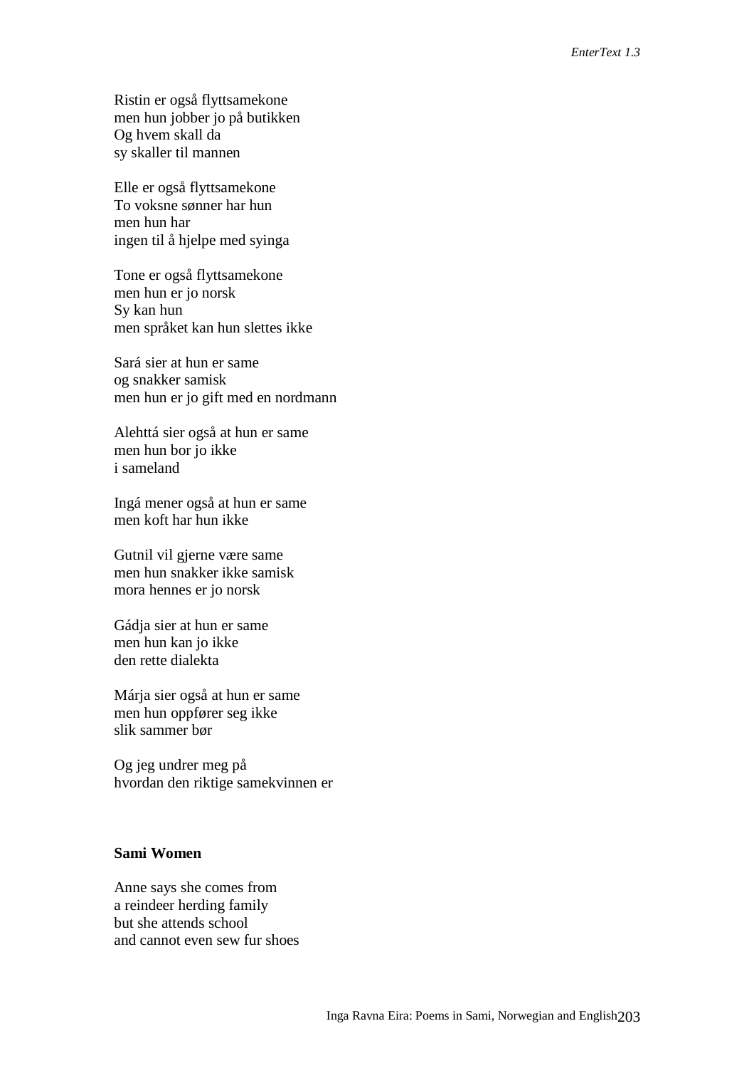Ristin er også flyttsamekone  
men hun jobber jo på butikken  
Og hvem skall da  
sy skaller til mannen

Elle er også flyttsamekone  
To voksne sønner har hun  
men hun har  
ingen til å hjelpe med syinga

Tone er også flyttsamekone  
men hun er jo norsk  
Sy kan hun  
men språket kan hun slettes ikke

Sará sier at hun er same  
og snakker samisk  
men hun er jo gift med en nordmann

Alehttá sier også at hun er same  
men hun bor jo ikke  
i sameland

Ingá mener også at hun er same  
men koft har hun ikke

Gutnil vil gjerne være same  
men hun snakker ikke samisk  
mora hennes er jo norsk

Gádja sier at hun er same  
men hun kan jo ikke  
den rette dialekta

Márja sier også at hun er same  
men hun oppfører seg ikke  
slik sammer bør

Og jeg undrer meg på  
hvordan den riktige samekvinnen er

**Sami Women**

Anne says she comes from  
a reindeer herding family  
but she attends school  
and cannot even sew fur shoes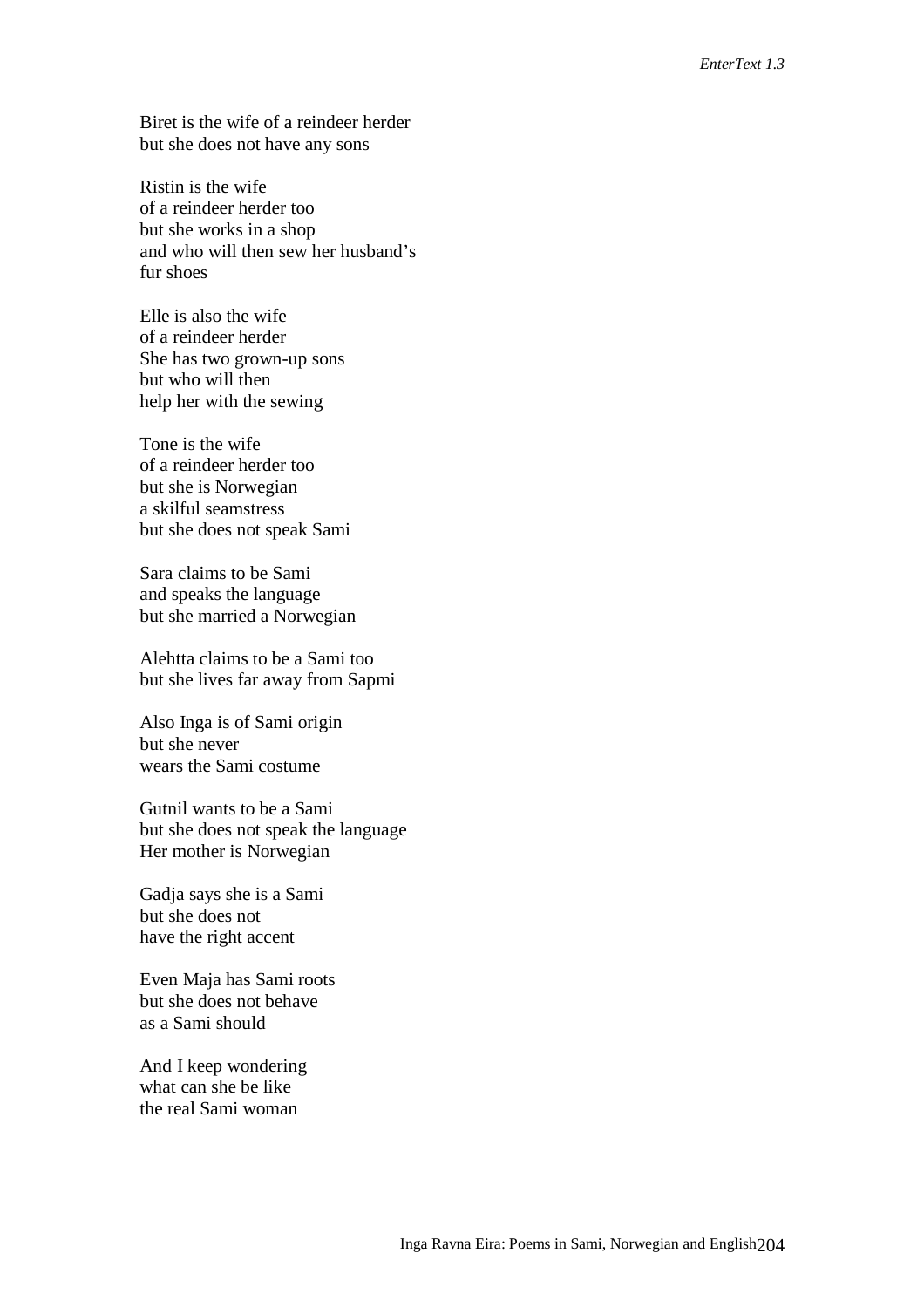Biret is the wife of a reindeer herder
but she does not have any sons

Ristin is the wife
of a reindeer herder too
but she works in a shop
and who will then sew her husband's
fur shoes

Elle is also the wife
of a reindeer herder
She has two grown-up sons
but who will then
help her with the sewing

Tone is the wife
of a reindeer herder too
but she is Norwegian
a skilful seamstress
but she does not speak Sami

Sara claims to be Sami
and speaks the language
but she married a Norwegian

Alehtta claims to be a Sami too
but she lives far away from Sapmi

Also Inga is of Sami origin
but she never
wears the Sami costume

Gutnil wants to be a Sami
but she does not speak the language
Her mother is Norwegian

Gadja says she is a Sami
but she does not
have the right accent

Even Maja has Sami roots
but she does not behave
as a Sami should

And I keep wondering
what can she be like
the real Sami woman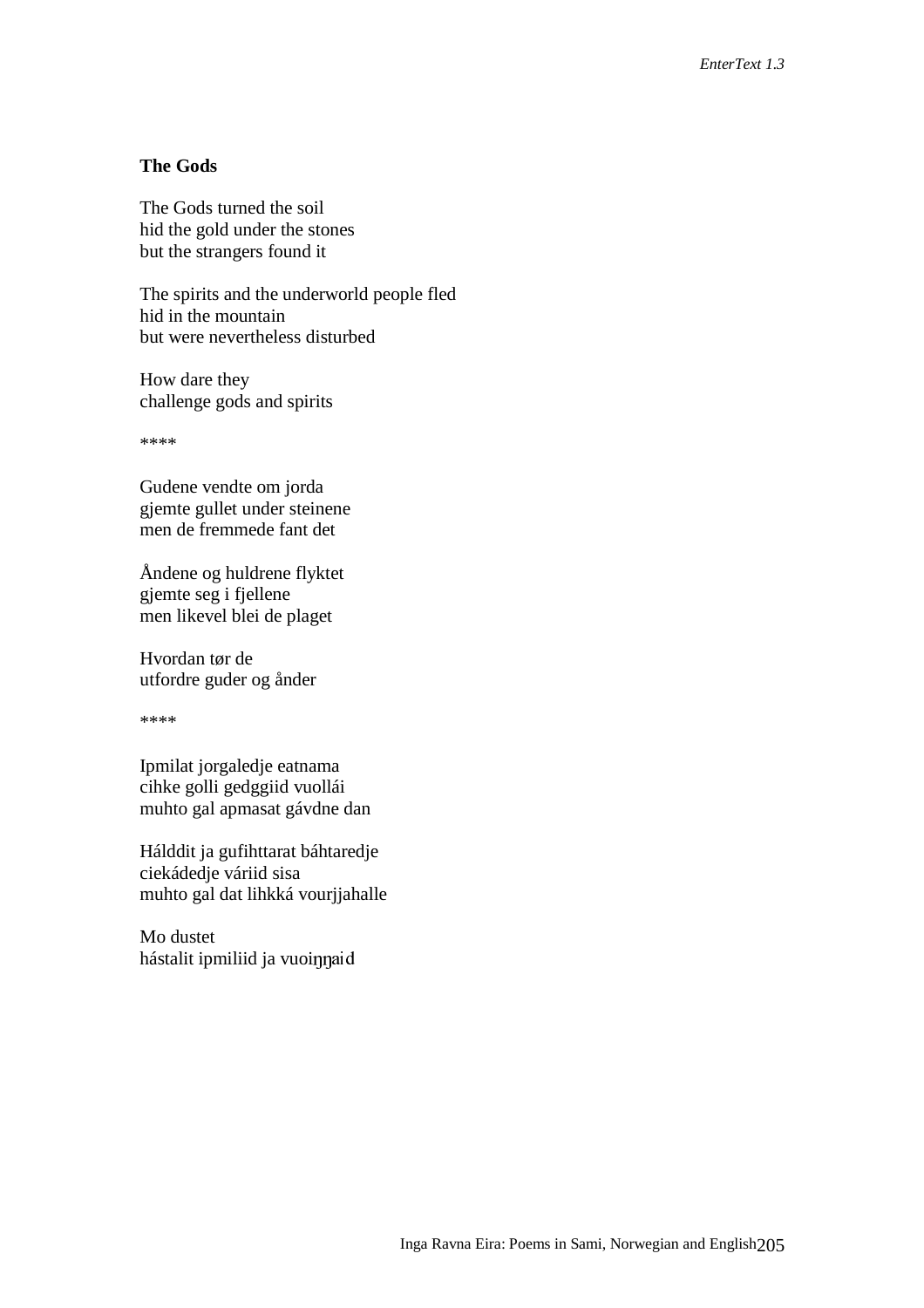**The Gods**

The Gods turned the soil
hid the gold under the stones
but the strangers found it

The spirits and the underworld people fled
hid in the mountain
but were nevertheless disturbed

How dare they
challenge gods and spirits

****

Gudene vendte om jorda
gjemte gullet under steinene
men de fremmede fant det

Åndene og huldrene flyktet
gjemte seg i fjellene
men likevel blei de plaget

Hvordan tør de
utfordre guder og ånder

****

Ipmilat jorgaledje eatnama
cihke golli gedggiid vuollái
muhto gal apmasat gávdne dan

Hálddit ja gufihttarat báhtaredje
ciekádedje váriid sisa
muhto gal dat lihkká vourjjahalle

Mo dustet
hástalit ipmiliid ja vuoiŋŋaid